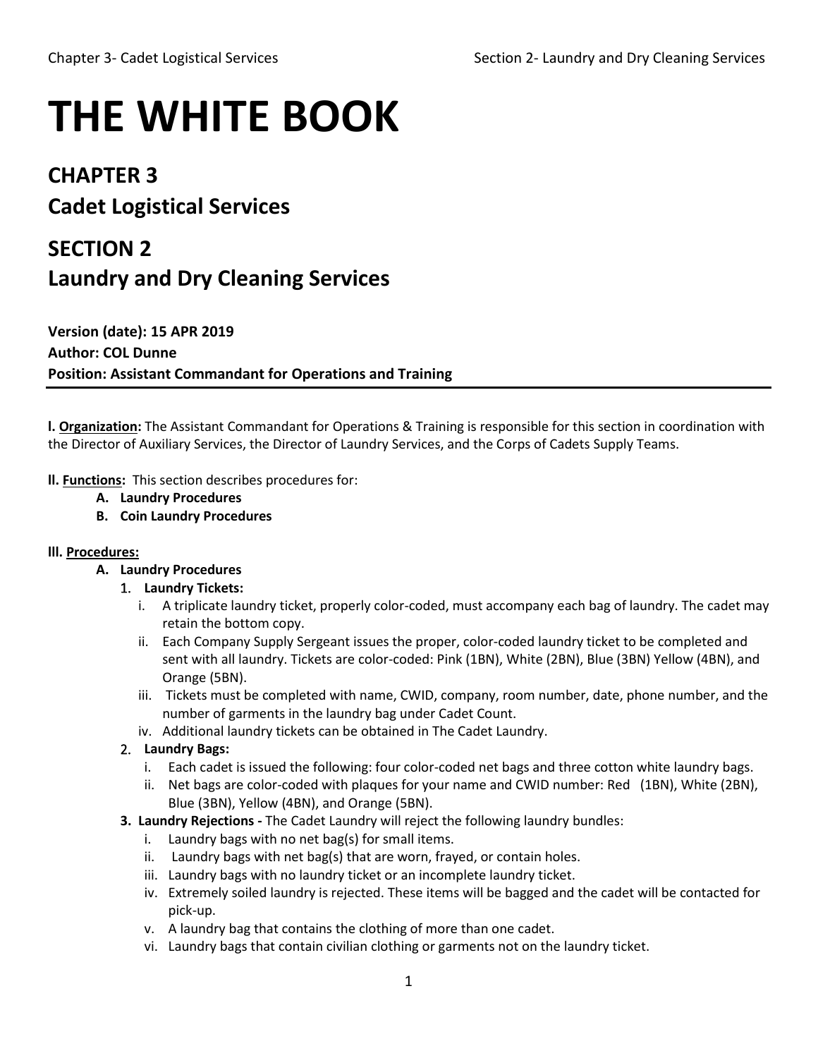# THE WHITE BOOK

## CHAPTER 3
## Cadet Logistical Services

## SECTION 2
## Laundry and Dry Cleaning Services

**Version (date): 15 APR 2019**
**Author: COL Dunne**
**Position: Assistant Commandant for Operations and Training**

---

**I. <u>Organization</u>:** The Assistant Commandant for Operations & Training is responsible for this section in coordination with the Director of Auxiliary Services, the Director of Laundry Services, and the Corps of Cadets Supply Teams.

**II. <u>Functions</u>:** This section describes procedures for:

- **A. Laundry Procedures**
- **B. Coin Laundry Procedures**

**III. <u>Procedures:</u>**

- **A. Laundry Procedures**
  1. **Laundry Tickets:**
     - i. A triplicate laundry ticket, properly color-coded, must accompany each bag of laundry. The cadet may retain the bottom copy.
     - ii. Each Company Supply Sergeant issues the proper, color-coded laundry ticket to be completed and sent with all laundry. Tickets are color-coded: Pink (1BN), White (2BN), Blue (3BN) Yellow (4BN), and Orange (5BN).
     - iii. Tickets must be completed with name, CWID, company, room number, date, phone number, and the number of garments in the laundry bag under Cadet Count.
     - iv. Additional laundry tickets can be obtained in The Cadet Laundry.
  2. **Laundry Bags:**
     - i. Each cadet is issued the following: four color-coded net bags and three cotton white laundry bags.
     - ii. Net bags are color-coded with plaques for your name and CWID number: Red (1BN), White (2BN), Blue (3BN), Yellow (4BN), and Orange (5BN).
  3. **Laundry Rejections -** The Cadet Laundry will reject the following laundry bundles:
     - i. Laundry bags with no net bag(s) for small items.
     - ii. Laundry bags with net bag(s) that are worn, frayed, or contain holes.
     - iii. Laundry bags with no laundry ticket or an incomplete laundry ticket.
     - iv. Extremely soiled laundry is rejected. These items will be bagged and the cadet will be contacted for pick-up.
     - v. A laundry bag that contains the clothing of more than one cadet.
     - vi. Laundry bags that contain civilian clothing or garments not on the laundry ticket.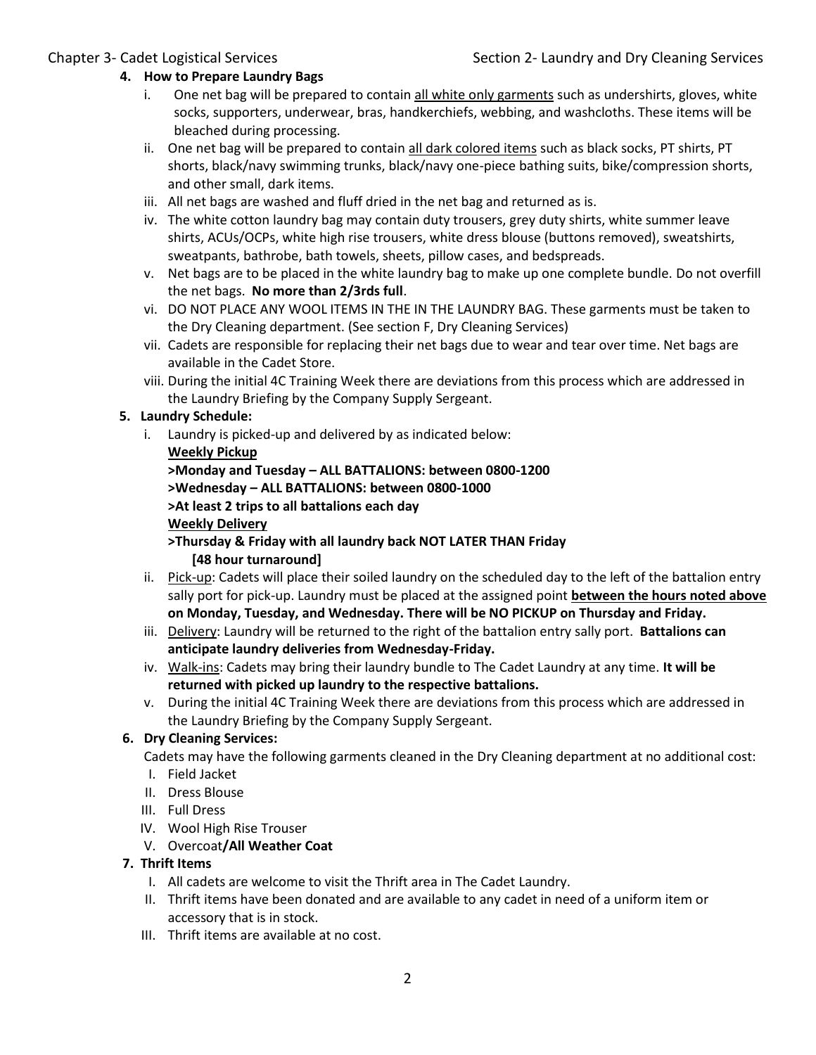**4. How to Prepare Laundry Bags**

- i. One net bag will be prepared to contain <u>all white only garments</u> such as undershirts, gloves, white socks, supporters, underwear, bras, handkerchiefs, webbing, and washcloths. These items will be bleached during processing.
- ii. One net bag will be prepared to contain <u>all dark colored items</u> such as black socks, PT shirts, PT shorts, black/navy swimming trunks, black/navy one-piece bathing suits, bike/compression shorts, and other small, dark items.
- iii. All net bags are washed and fluff dried in the net bag and returned as is.
- iv. The white cotton laundry bag may contain duty trousers, grey duty shirts, white summer leave shirts, ACUs/OCPs, white high rise trousers, white dress blouse (buttons removed), sweatshirts, sweatpants, bathrobe, bath towels, sheets, pillow cases, and bedspreads.
- v. Net bags are to be placed in the white laundry bag to make up one complete bundle. Do not overfill the net bags. **No more than 2/3rds full**.
- vi. DO NOT PLACE ANY WOOL ITEMS IN THE IN THE LAUNDRY BAG. These garments must be taken to the Dry Cleaning department. (See section F, Dry Cleaning Services)
- vii. Cadets are responsible for replacing their net bags due to wear and tear over time. Net bags are available in the Cadet Store.
- viii. During the initial 4C Training Week there are deviations from this process which are addressed in the Laundry Briefing by the Company Supply Sergeant.

**5. Laundry Schedule:**

- i. Laundry is picked-up and delivered by as indicated below:

  **<u>Weekly Pickup</u>**

  **>Monday and Tuesday – ALL BATTALIONS: between 0800-1200**

  **>Wednesday – ALL BATTALIONS: between 0800-1000**

  **>At least 2 trips to all battalions each day**

  **<u>Weekly Delivery</u>**

  **>Thursday & Friday with all laundry back NOT LATER THAN Friday [48 hour turnaround]**

- ii. <u>Pick-up</u>: Cadets will place their soiled laundry on the scheduled day to the left of the battalion entry sally port for pick-up. Laundry must be placed at the assigned point **<u>between the hours noted above</u> on Monday, Tuesday, and Wednesday. There will be NO PICKUP on Thursday and Friday.**
- iii. <u>Delivery</u>: Laundry will be returned to the right of the battalion entry sally port. **Battalions can anticipate laundry deliveries from Wednesday-Friday.**
- iv. <u>Walk-ins</u>: Cadets may bring their laundry bundle to The Cadet Laundry at any time. **It will be returned with picked up laundry to the respective battalions.**
- v. During the initial 4C Training Week there are deviations from this process which are addressed in the Laundry Briefing by the Company Supply Sergeant.

**6. Dry Cleaning Services:**

Cadets may have the following garments cleaned in the Dry Cleaning department at no additional cost:

- I. Field Jacket
- II. Dress Blouse
- III. Full Dress
- IV. Wool High Rise Trouser
- V. Overcoat**/All Weather Coat**

**7. Thrift Items**

- I. All cadets are welcome to visit the Thrift area in The Cadet Laundry.
- II. Thrift items have been donated and are available to any cadet in need of a uniform item or accessory that is in stock.
- III. Thrift items are available at no cost.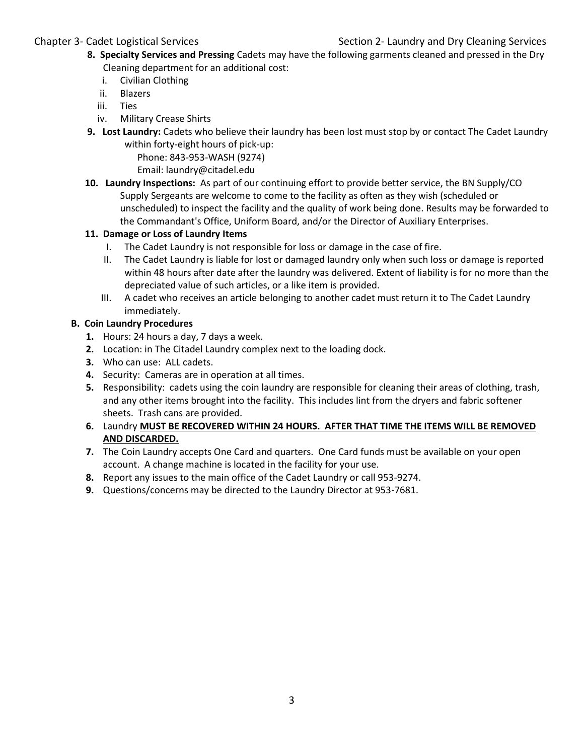8. **Specialty Services and Pressing** Cadets may have the following garments cleaned and pressed in the Dry Cleaning department for an additional cost:
   i. Civilian Clothing
   ii. Blazers
   iii. Ties
   iv. Military Crease Shirts
9. **Lost Laundry:** Cadets who believe their laundry has been lost must stop by or contact The Cadet Laundry within forty-eight hours of pick-up:
   Phone: 843-953-WASH (9274)
   Email: laundry@citadel.edu
10. **Laundry Inspections:** As part of our continuing effort to provide better service, the BN Supply/CO Supply Sergeants are welcome to come to the facility as often as they wish (scheduled or unscheduled) to inspect the facility and the quality of work being done. Results may be forwarded to the Commandant's Office, Uniform Board, and/or the Director of Auxiliary Enterprises.
11. **Damage or Loss of Laundry Items**
   I. The Cadet Laundry is not responsible for loss or damage in the case of fire.
   II. The Cadet Laundry is liable for lost or damaged laundry only when such loss or damage is reported within 48 hours after date after the laundry was delivered. Extent of liability is for no more than the depreciated value of such articles, or a like item is provided.
   III. A cadet who receives an article belonging to another cadet must return it to The Cadet Laundry immediately.

**B. Coin Laundry Procedures**

1. Hours: 24 hours a day, 7 days a week.
2. Location: in The Citadel Laundry complex next to the loading dock.
3. Who can use: ALL cadets.
4. Security: Cameras are in operation at all times.
5. Responsibility: cadets using the coin laundry are responsible for cleaning their areas of clothing, trash, and any other items brought into the facility. This includes lint from the dryers and fabric softener sheets. Trash cans are provided.
6. Laundry **MUST BE RECOVERED WITHIN 24 HOURS. AFTER THAT TIME THE ITEMS WILL BE REMOVED AND DISCARDED.**
7. The Coin Laundry accepts One Card and quarters. One Card funds must be available on your open account. A change machine is located in the facility for your use.
8. Report any issues to the main office of the Cadet Laundry or call 953-9274.
9. Questions/concerns may be directed to the Laundry Director at 953-7681.